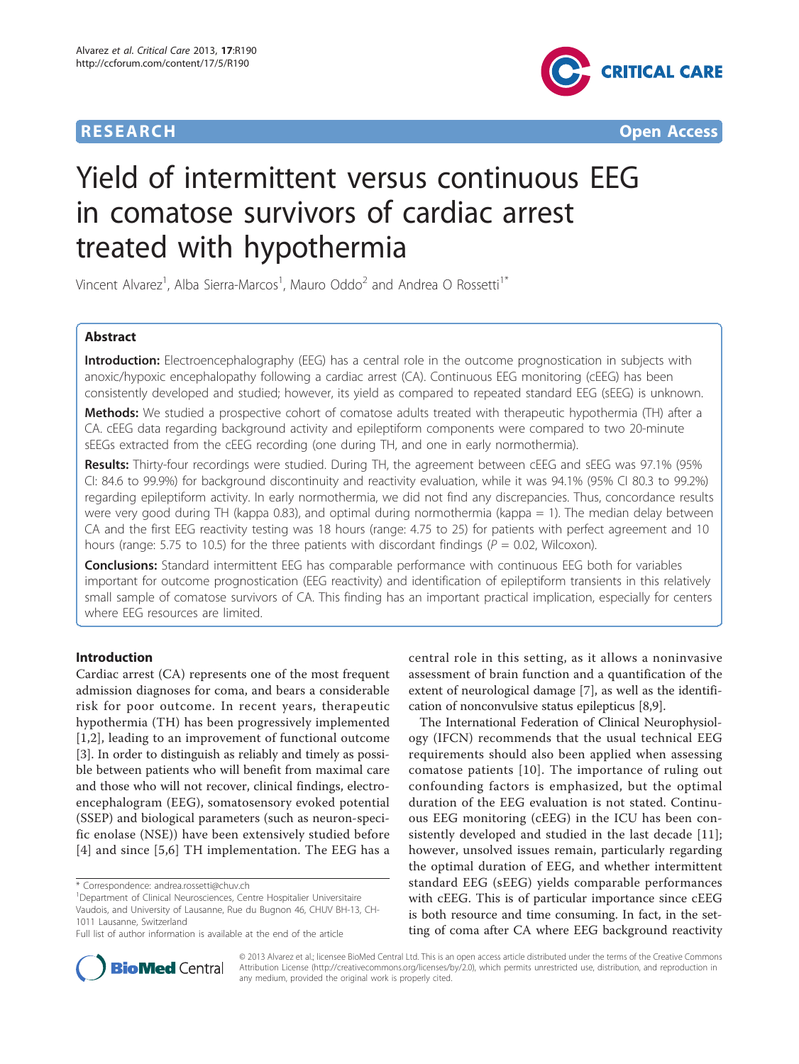**RESEARCH** **Open Access**

# Yield of intermittent versus continuous EEG in comatose survivors of cardiac arrest treated with hypothermia

Vincent Alvarez[1], Alba Sierra-Marcos[1], Mauro Oddo[2] and Andrea O Rossetti[1*]

## Abstract

**Introduction:** Electroencephalography (EEG) has a central role in the outcome prognostication in subjects with anoxic/hypoxic encephalopathy following a cardiac arrest (CA). Continuous EEG monitoring (cEEG) has been consistently developed and studied; however, its yield as compared to repeated standard EEG (sEEG) is unknown.

**Methods:** We studied a prospective cohort of comatose adults treated with therapeutic hypothermia (TH) after a CA. cEEG data regarding background activity and epileptiform components were compared to two 20-minute sEEGs extracted from the cEEG recording (one during TH, and one in early normothermia).

**Results:** Thirty-four recordings were studied. During TH, the agreement between cEEG and sEEG was 97.1% (95% CI: 84.6 to 99.9%) for background discontinuity and reactivity evaluation, while it was 94.1% (95% CI 80.3 to 99.2%) regarding epileptiform activity. In early normothermia, we did not find any discrepancies. Thus, concordance results were very good during TH (kappa 0.83), and optimal during normothermia (kappa = 1). The median delay between CA and the first EEG reactivity testing was 18 hours (range: 4.75 to 25) for patients with perfect agreement and 10 hours (range: 5.75 to 10.5) for the three patients with discordant findings ($P = 0.02$, Wilcoxon).

**Conclusions:** Standard intermittent EEG has comparable performance with continuous EEG both for variables important for outcome prognostication (EEG reactivity) and identification of epileptiform transients in this relatively small sample of comatose survivors of CA. This finding has an important practical implication, especially for centers where EEG resources are limited.

## Introduction

Cardiac arrest (CA) represents one of the most frequent admission diagnoses for coma, and bears a considerable risk for poor outcome. In recent years, therapeutic hypothermia (TH) has been progressively implemented [1,2], leading to an improvement of functional outcome [3]. In order to distinguish as reliably and timely as possible between patients who will benefit from maximal care and those who will not recover, clinical findings, electroencephalogram (EEG), somatosensory evoked potential (SSEP) and biological parameters (such as neuron-specific enolase (NSE)) have been extensively studied before [4] and since [5,6] TH implementation. The EEG has a central role in this setting, as it allows a noninvasive assessment of brain function and a quantification of the extent of neurological damage [7], as well as the identification of nonconvulsive status epilepticus [8,9].

The International Federation of Clinical Neurophysiology (IFCN) recommends that the usual technical EEG requirements should also been applied when assessing comatose patients [10]. The importance of ruling out confounding factors is emphasized, but the optimal duration of the EEG evaluation is not stated. Continuous EEG monitoring (cEEG) in the ICU has been consistently developed and studied in the last decade [11]; however, unsolved issues remain, particularly regarding the optimal duration of EEG, and whether intermittent standard EEG (sEEG) yields comparable performances with cEEG. This is of particular importance since cEEG is both resource and time consuming. In fact, in the setting of coma after CA where EEG background reactivity

\* Correspondence: andrea.rossetti@chuv.ch
[1]Department of Clinical Neurosciences, Centre Hospitalier Universitaire Vaudois, and University of Lausanne, Rue du Bugnon 46, CHUV BH-13, CH-1011 Lausanne, Switzerland
Full list of author information is available at the end of the article

© 2013 Alvarez et al.; licensee BioMed Central Ltd. This is an open access article distributed under the terms of the Creative Commons Attribution License (http://creativecommons.org/licenses/by/2.0), which permits unrestricted use, distribution, and reproduction in any medium, provided the original work is properly cited.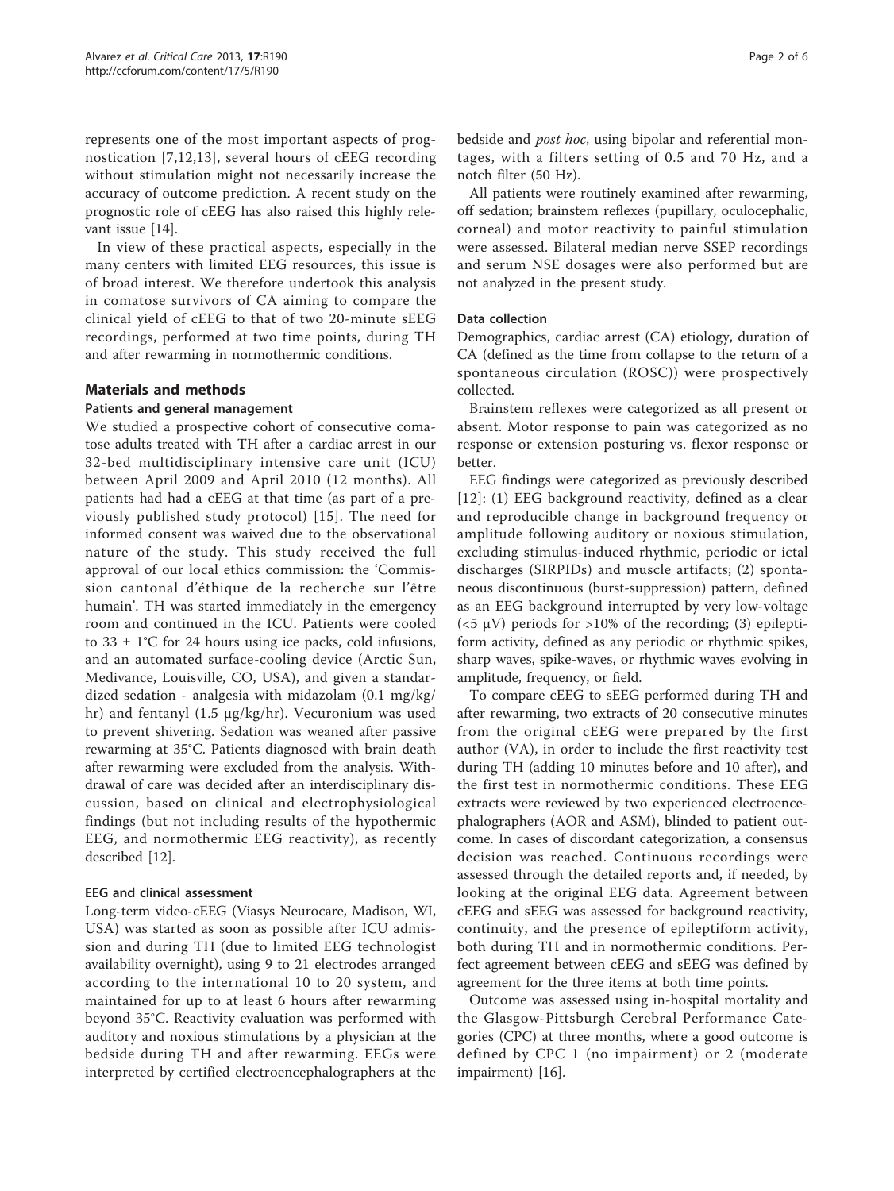represents one of the most important aspects of prognostication [7,12,13], several hours of cEEG recording without stimulation might not necessarily increase the accuracy of outcome prediction. A recent study on the prognostic role of cEEG has also raised this highly relevant issue [14].

In view of these practical aspects, especially in the many centers with limited EEG resources, this issue is of broad interest. We therefore undertook this analysis in comatose survivors of CA aiming to compare the clinical yield of cEEG to that of two 20-minute sEEG recordings, performed at two time points, during TH and after rewarming in normothermic conditions.

## Materials and methods

### Patients and general management

We studied a prospective cohort of consecutive comatose adults treated with TH after a cardiac arrest in our 32-bed multidisciplinary intensive care unit (ICU) between April 2009 and April 2010 (12 months). All patients had had a cEEG at that time (as part of a previously published study protocol) [15]. The need for informed consent was waived due to the observational nature of the study. This study received the full approval of our local ethics commission: the 'Commission cantonal d'éthique de la recherche sur l'être humain'. TH was started immediately in the emergency room and continued in the ICU. Patients were cooled to 33 ± 1°C for 24 hours using ice packs, cold infusions, and an automated surface-cooling device (Arctic Sun, Medivance, Louisville, CO, USA), and given a standardized sedation - analgesia with midazolam (0.1 mg/kg/hr) and fentanyl (1.5 μg/kg/hr). Vecuronium was used to prevent shivering. Sedation was weaned after passive rewarming at 35°C. Patients diagnosed with brain death after rewarming were excluded from the analysis. Withdrawal of care was decided after an interdisciplinary discussion, based on clinical and electrophysiological findings (but not including results of the hypothermic EEG, and normothermic EEG reactivity), as recently described [12].

### EEG and clinical assessment

Long-term video-cEEG (Viasys Neurocare, Madison, WI, USA) was started as soon as possible after ICU admission and during TH (due to limited EEG technologist availability overnight), using 9 to 21 electrodes arranged according to the international 10 to 20 system, and maintained for up to at least 6 hours after rewarming beyond 35°C. Reactivity evaluation was performed with auditory and noxious stimulations by a physician at the bedside during TH and after rewarming. EEGs were interpreted by certified electroencephalographers at the bedside and *post hoc*, using bipolar and referential montages, with a filters setting of 0.5 and 70 Hz, and a notch filter (50 Hz).

All patients were routinely examined after rewarming, off sedation; brainstem reflexes (pupillary, oculocephalic, corneal) and motor reactivity to painful stimulation were assessed. Bilateral median nerve SSEP recordings and serum NSE dosages were also performed but are not analyzed in the present study.

### Data collection

Demographics, cardiac arrest (CA) etiology, duration of CA (defined as the time from collapse to the return of a spontaneous circulation (ROSC)) were prospectively collected.

Brainstem reflexes were categorized as all present or absent. Motor response to pain was categorized as no response or extension posturing vs. flexor response or better.

EEG findings were categorized as previously described [12]: (1) EEG background reactivity, defined as a clear and reproducible change in background frequency or amplitude following auditory or noxious stimulation, excluding stimulus-induced rhythmic, periodic or ictal discharges (SIRPIDs) and muscle artifacts; (2) spontaneous discontinuous (burst-suppression) pattern, defined as an EEG background interrupted by very low-voltage (<5 μV) periods for >10% of the recording; (3) epileptiform activity, defined as any periodic or rhythmic spikes, sharp waves, spike-waves, or rhythmic waves evolving in amplitude, frequency, or field.

To compare cEEG to sEEG performed during TH and after rewarming, two extracts of 20 consecutive minutes from the original cEEG were prepared by the first author (VA), in order to include the first reactivity test during TH (adding 10 minutes before and 10 after), and the first test in normothermic conditions. These EEG extracts were reviewed by two experienced electroencephalographers (AOR and ASM), blinded to patient outcome. In cases of discordant categorization, a consensus decision was reached. Continuous recordings were assessed through the detailed reports and, if needed, by looking at the original EEG data. Agreement between cEEG and sEEG was assessed for background reactivity, continuity, and the presence of epileptiform activity, both during TH and in normothermic conditions. Perfect agreement between cEEG and sEEG was defined by agreement for the three items at both time points.

Outcome was assessed using in-hospital mortality and the Glasgow-Pittsburgh Cerebral Performance Categories (CPC) at three months, where a good outcome is defined by CPC 1 (no impairment) or 2 (moderate impairment) [16].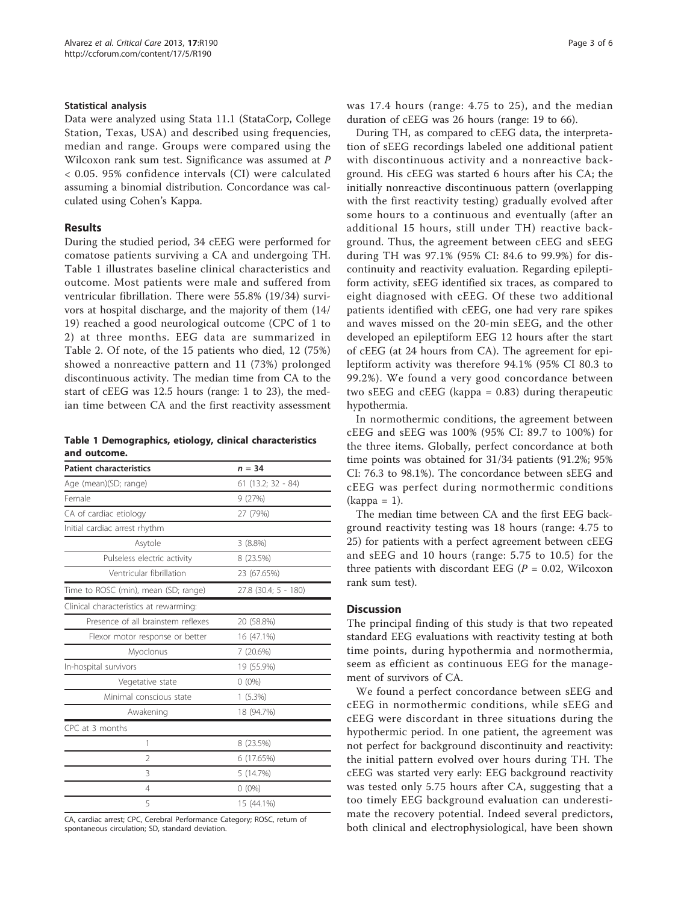### Statistical analysis

Data were analyzed using Stata 11.1 (StataCorp, College Station, Texas, USA) and described using frequencies, median and range. Groups were compared using the Wilcoxon rank sum test. Significance was assumed at $P < 0.05$. 95% confidence intervals (CI) were calculated assuming a binomial distribution. Concordance was calculated using Cohen's Kappa.

## Results

During the studied period, 34 cEEG were performed for comatose patients surviving a CA and undergoing TH. Table 1 illustrates baseline clinical characteristics and outcome. Most patients were male and suffered from ventricular fibrillation. There were 55.8% (19/34) survivors at hospital discharge, and the majority of them (14/19) reached a good neurological outcome (CPC of 1 to 2) at three months. EEG data are summarized in Table 2. Of note, of the 15 patients who died, 12 (75%) showed a nonreactive pattern and 11 (73%) prolonged discontinuous activity. The median time from CA to the start of cEEG was 12.5 hours (range: 1 to 23), the median time between CA and the first reactivity assessment was 17.4 hours (range: 4.75 to 25), and the median duration of cEEG was 26 hours (range: 19 to 66).

**Table 1 Demographics, etiology, clinical characteristics and outcome.**

| Patient characteristics | $n = 34$ |
|---|---|
| Age (mean)(SD; range) | 61 (13.2; 32 - 84) |
| Female | 9 (27%) |
| CA of cardiac etiology | 27 (79%) |
| Initial cardiac arrest rhythm | |
| Asytole | 3 (8.8%) |
| Pulseless electric activity | 8 (23.5%) |
| Ventricular fibrillation | 23 (67.65%) |
| Time to ROSC (min), mean (SD; range) | 27.8 (30.4; 5 - 180) |
| Clinical characteristics at rewarming: | |
| Presence of all brainstem reflexes | 20 (58.8%) |
| Flexor motor response or better | 16 (47.1%) |
| Myoclonus | 7 (20.6%) |
| In-hospital survivors | 19 (55.9%) |
| Vegetative state | 0 (0%) |
| Minimal conscious state | 1 (5.3%) |
| Awakening | 18 (94.7%) |
| CPC at 3 months | |
| 1 | 8 (23.5%) |
| 2 | 6 (17.65%) |
| 3 | 5 (14.7%) |
| 4 | 0 (0%) |
| 5 | 15 (44.1%) |

CA, cardiac arrest; CPC, Cerebral Performance Category; ROSC, return of spontaneous circulation; SD, standard deviation.

During TH, as compared to cEEG data, the interpretation of sEEG recordings labeled one additional patient with discontinuous activity and a nonreactive background. His cEEG was started 6 hours after his CA; the initially nonreactive discontinuous pattern (overlapping with the first reactivity testing) gradually evolved after some hours to a continuous and eventually (after an additional 15 hours, still under TH) reactive background. Thus, the agreement between cEEG and sEEG during TH was 97.1% (95% CI: 84.6 to 99.9%) for discontinuity and reactivity evaluation. Regarding epileptiform activity, sEEG identified six traces, as compared to eight diagnosed with cEEG. Of these two additional patients identified with cEEG, one had very rare spikes and waves missed on the 20-min sEEG, and the other developed an epileptiform EEG 12 hours after the start of cEEG (at 24 hours from CA). The agreement for epileptiform activity was therefore 94.1% (95% CI 80.3 to 99.2%). We found a very good concordance between two sEEG and cEEG (kappa = 0.83) during therapeutic hypothermia.

In normothermic conditions, the agreement between cEEG and sEEG was 100% (95% CI: 89.7 to 100%) for the three items. Globally, perfect concordance at both time points was obtained for 31/34 patients (91.2%; 95% CI: 76.3 to 98.1%). The concordance between sEEG and cEEG was perfect during normothermic conditions (kappa = 1).

The median time between CA and the first EEG background reactivity testing was 18 hours (range: 4.75 to 25) for patients with a perfect agreement between cEEG and sEEG and 10 hours (range: 5.75 to 10.5) for the three patients with discordant EEG ($P = 0.02$, Wilcoxon rank sum test).

## Discussion

The principal finding of this study is that two repeated standard EEG evaluations with reactivity testing at both time points, during hypothermia and normothermia, seem as efficient as continuous EEG for the management of survivors of CA.

We found a perfect concordance between sEEG and cEEG in normothermic conditions, while sEEG and cEEG were discordant in three situations during the hypothermic period. In one patient, the agreement was not perfect for background discontinuity and reactivity: the initial pattern evolved over hours during TH. The cEEG was started very early: EEG background reactivity was tested only 5.75 hours after CA, suggesting that a too timely EEG background evaluation can underestimate the recovery potential. Indeed several predictors, both clinical and electrophysiological, have been shown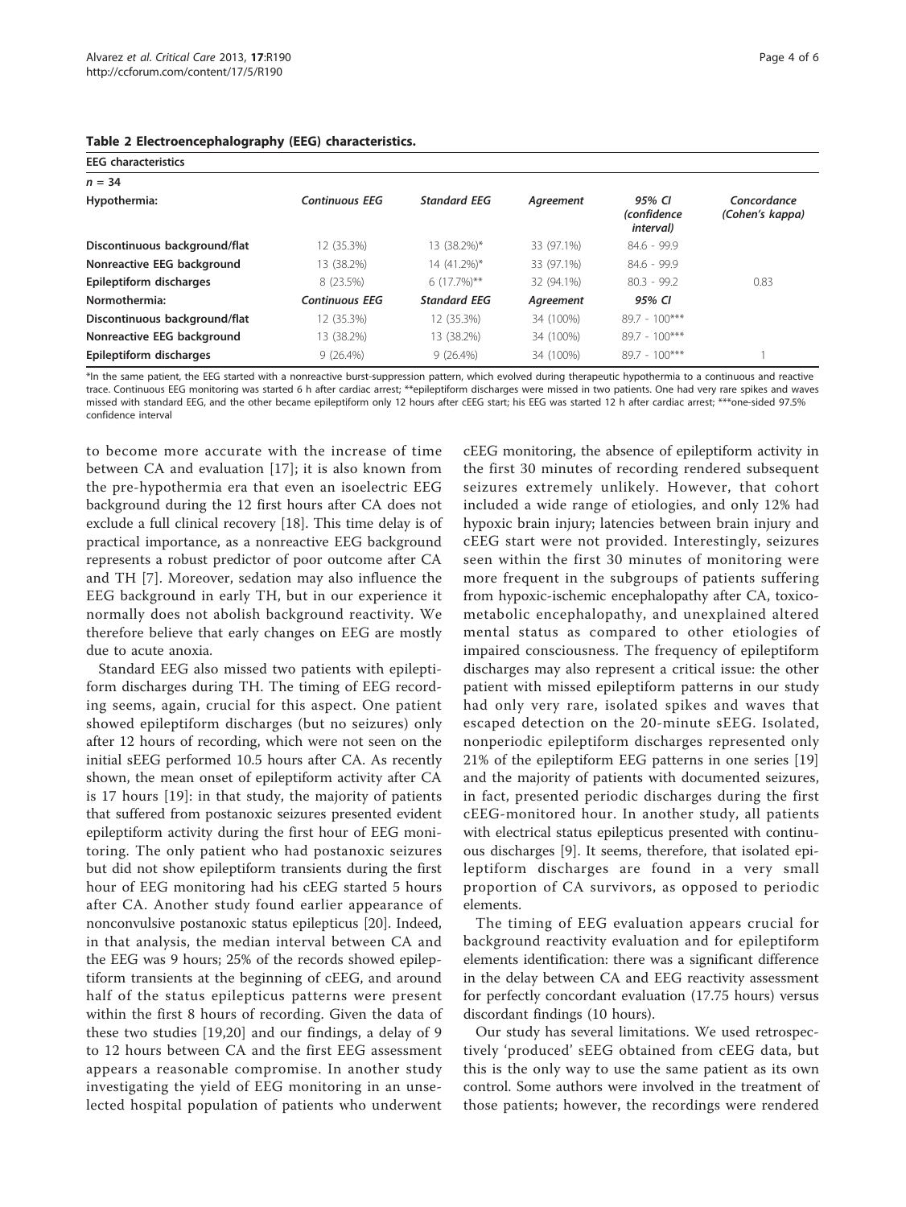**Table 2 Electroencephalography (EEG) characteristics.**

| EEG characteristics | | | | | |
|---|---|---|---|---|---|
| *n* = 34 | | | | | |
| **Hypothermia:** | *Continuous EEG* | *Standard EEG* | *Agreement* | *95% CI (confidence interval)* | *Concordance (Cohen's kappa)* |
| **Discontinuous background/flat** | 12 (35.3%) | 13 (38.2%)* | 33 (97.1%) | 84.6 - 99.9 | |
| **Nonreactive EEG background** | 13 (38.2%) | 14 (41.2%)* | 33 (97.1%) | 84.6 - 99.9 | |
| **Epileptiform discharges** | 8 (23.5%) | 6 (17.7%)** | 32 (94.1%) | 80.3 - 99.2 | 0.83 |
| **Normothermia:** | *Continuous EEG* | *Standard EEG* | *Agreement* | *95% CI* | |
| **Discontinuous background/flat** | 12 (35.3%) | 12 (35.3%) | 34 (100%) | 89.7 - 100*** | |
| **Nonreactive EEG background** | 13 (38.2%) | 13 (38.2%) | 34 (100%) | 89.7 - 100*** | |
| **Epileptiform discharges** | 9 (26.4%) | 9 (26.4%) | 34 (100%) | 89.7 - 100*** | 1 |

*In the same patient, the EEG started with a nonreactive burst-suppression pattern, which evolved during therapeutic hypothermia to a continuous and reactive trace. Continuous EEG monitoring was started 6 h after cardiac arrest; **epileptiform discharges were missed in two patients. One had very rare spikes and waves missed with standard EEG, and the other became epileptiform only 12 hours after cEEG start; his EEG was started 12 h after cardiac arrest; ***one-sided 97.5% confidence interval

to become more accurate with the increase of time between CA and evaluation [17]; it is also known from the pre-hypothermia era that even an isoelectric EEG background during the 12 first hours after CA does not exclude a full clinical recovery [18]. This time delay is of practical importance, as a nonreactive EEG background represents a robust predictor of poor outcome after CA and TH [7]. Moreover, sedation may also influence the EEG background in early TH, but in our experience it normally does not abolish background reactivity. We therefore believe that early changes on EEG are mostly due to acute anoxia.

Standard EEG also missed two patients with epileptiform discharges during TH. The timing of EEG recording seems, again, crucial for this aspect. One patient showed epileptiform discharges (but no seizures) only after 12 hours of recording, which were not seen on the initial sEEG performed 10.5 hours after CA. As recently shown, the mean onset of epileptiform activity after CA is 17 hours [19]: in that study, the majority of patients that suffered from postanoxic seizures presented evident epileptiform activity during the first hour of EEG monitoring. The only patient who had postanoxic seizures but did not show epileptiform transients during the first hour of EEG monitoring had his cEEG started 5 hours after CA. Another study found earlier appearance of nonconvulsive postanoxic status epilepticus [20]. Indeed, in that analysis, the median interval between CA and the EEG was 9 hours; 25% of the records showed epileptiform transients at the beginning of cEEG, and around half of the status epilepticus patterns were present within the first 8 hours of recording. Given the data of these two studies [19,20] and our findings, a delay of 9 to 12 hours between CA and the first EEG assessment appears a reasonable compromise. In another study investigating the yield of EEG monitoring in an unselected hospital population of patients who underwent cEEG monitoring, the absence of epileptiform activity in the first 30 minutes of recording rendered subsequent seizures extremely unlikely. However, that cohort included a wide range of etiologies, and only 12% had hypoxic brain injury; latencies between brain injury and cEEG start were not provided. Interestingly, seizures seen within the first 30 minutes of monitoring were more frequent in the subgroups of patients suffering from hypoxic-ischemic encephalopathy after CA, toxicometabolic encephalopathy, and unexplained altered mental status as compared to other etiologies of impaired consciousness. The frequency of epileptiform discharges may also represent a critical issue: the other patient with missed epileptiform patterns in our study had only very rare, isolated spikes and waves that escaped detection on the 20-minute sEEG. Isolated, nonperiodic epileptiform discharges represented only 21% of the epileptiform EEG patterns in one series [19] and the majority of patients with documented seizures, in fact, presented periodic discharges during the first cEEG-monitored hour. In another study, all patients with electrical status epilepticus presented with continuous discharges [9]. It seems, therefore, that isolated epileptiform discharges are found in a very small proportion of CA survivors, as opposed to periodic elements.

The timing of EEG evaluation appears crucial for background reactivity evaluation and for epileptiform elements identification: there was a significant difference in the delay between CA and EEG reactivity assessment for perfectly concordant evaluation (17.75 hours) versus discordant findings (10 hours).

Our study has several limitations. We used retrospectively 'produced' sEEG obtained from cEEG data, but this is the only way to use the same patient as its own control. Some authors were involved in the treatment of those patients; however, the recordings were rendered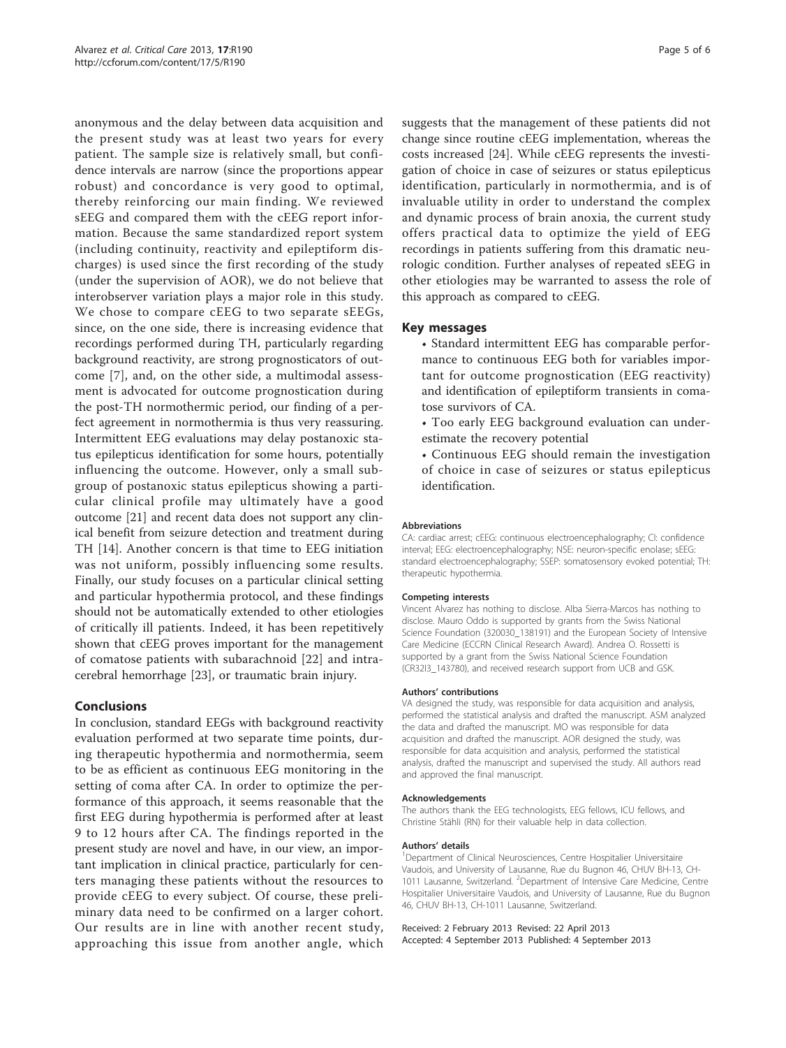anonymous and the delay between data acquisition and the present study was at least two years for every patient. The sample size is relatively small, but confidence intervals are narrow (since the proportions appear robust) and concordance is very good to optimal, thereby reinforcing our main finding. We reviewed sEEG and compared them with the cEEG report information. Because the same standardized report system (including continuity, reactivity and epileptiform discharges) is used since the first recording of the study (under the supervision of AOR), we do not believe that interobserver variation plays a major role in this study. We chose to compare cEEG to two separate sEEGs, since, on the one side, there is increasing evidence that recordings performed during TH, particularly regarding background reactivity, are strong prognosticators of outcome [7], and, on the other side, a multimodal assessment is advocated for outcome prognostication during the post-TH normothermic period, our finding of a perfect agreement in normothermia is thus very reassuring. Intermittent EEG evaluations may delay postanoxic status epilepticus identification for some hours, potentially influencing the outcome. However, only a small subgroup of postanoxic status epilepticus showing a particular clinical profile may ultimately have a good outcome [21] and recent data does not support any clinical benefit from seizure detection and treatment during TH [14]. Another concern is that time to EEG initiation was not uniform, possibly influencing some results. Finally, our study focuses on a particular clinical setting and particular hypothermia protocol, and these findings should not be automatically extended to other etiologies of critically ill patients. Indeed, it has been repetitively shown that cEEG proves important for the management of comatose patients with subarachnoid [22] and intracerebral hemorrhage [23], or traumatic brain injury.

## Conclusions

In conclusion, standard EEGs with background reactivity evaluation performed at two separate time points, during therapeutic hypothermia and normothermia, seem to be as efficient as continuous EEG monitoring in the setting of coma after CA. In order to optimize the performance of this approach, it seems reasonable that the first EEG during hypothermia is performed after at least 9 to 12 hours after CA. The findings reported in the present study are novel and have, in our view, an important implication in clinical practice, particularly for centers managing these patients without the resources to provide cEEG to every subject. Of course, these preliminary data need to be confirmed on a larger cohort. Our results are in line with another recent study, approaching this issue from another angle, which suggests that the management of these patients did not change since routine cEEG implementation, whereas the costs increased [24]. While cEEG represents the investigation of choice in case of seizures or status epilepticus identification, particularly in normothermia, and is of invaluable utility in order to understand the complex and dynamic process of brain anoxia, the current study offers practical data to optimize the yield of EEG recordings in patients suffering from this dramatic neurologic condition. Further analyses of repeated sEEG in other etiologies may be warranted to assess the role of this approach as compared to cEEG.

## Key messages

- Standard intermittent EEG has comparable performance to continuous EEG both for variables important for outcome prognostication (EEG reactivity) and identification of epileptiform transients in comatose survivors of CA.
- Too early EEG background evaluation can underestimate the recovery potential
- Continuous EEG should remain the investigation of choice in case of seizures or status epilepticus identification.

#### Abbreviations

CA: cardiac arrest; cEEG: continuous electroencephalography; CI: confidence interval; EEG: electroencephalography; NSE: neuron-specific enolase; sEEG: standard electroencephalography; SSEP: somatosensory evoked potential; TH: therapeutic hypothermia.

#### Competing interests

Vincent Alvarez has nothing to disclose. Alba Sierra-Marcos has nothing to disclose. Mauro Oddo is supported by grants from the Swiss National Science Foundation (320030_138191) and the European Society of Intensive Care Medicine (ECCRN Clinical Research Award). Andrea O. Rossetti is supported by a grant from the Swiss National Science Foundation (CR32I3_143780), and received research support from UCB and GSK.

#### Authors' contributions

VA designed the study, was responsible for data acquisition and analysis, performed the statistical analysis and drafted the manuscript. ASM analyzed the data and drafted the manuscript. MO was responsible for data acquisition and drafted the manuscript. AOR designed the study, was responsible for data acquisition and analysis, performed the statistical analysis, drafted the manuscript and supervised the study. All authors read and approved the final manuscript.

#### Acknowledgements

The authors thank the EEG technologists, EEG fellows, ICU fellows, and Christine Stähli (RN) for their valuable help in data collection.

#### Authors' details

[1]Department of Clinical Neurosciences, Centre Hospitalier Universitaire Vaudois, and University of Lausanne, Rue du Bugnon 46, CHUV BH-13, CH-1011 Lausanne, Switzerland. [2]Department of Intensive Care Medicine, Centre Hospitalier Universitaire Vaudois, and University of Lausanne, Rue du Bugnon 46, CHUV BH-13, CH-1011 Lausanne, Switzerland.

Received: 2 February 2013 Revised: 22 April 2013
Accepted: 4 September 2013 Published: 4 September 2013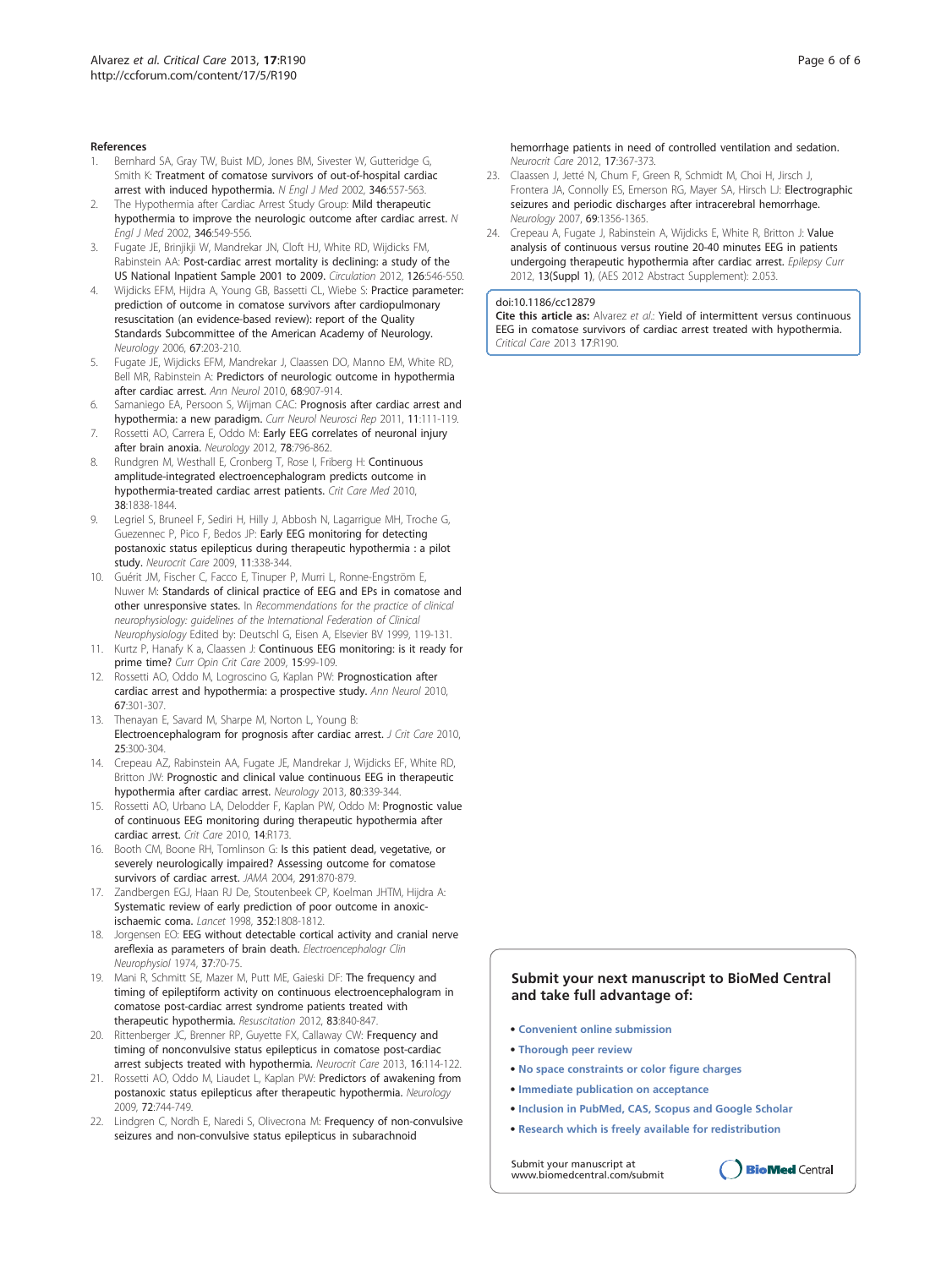## References

1. Bernhard SA, Gray TW, Buist MD, Jones BM, Sivester W, Gutteridge G, Smith K: Treatment of comatose survivors of out-of-hospital cardiac arrest with induced hypothermia. *N Engl J Med* 2002, **346**:557-563.
2. The Hypothermia after Cardiac Arrest Study Group: Mild therapeutic hypothermia to improve the neurologic outcome after cardiac arrest. *N Engl J Med* 2002, **346**:549-556.
3. Fugate JE, Brinjikji W, Mandrekar JN, Cloft HJ, White RD, Wijdicks FM, Rabinstein AA: Post-cardiac arrest mortality is declining: a study of the US National Inpatient Sample 2001 to 2009. *Circulation* 2012, **126**:546-550.
4. Wijdicks EFM, Hijdra A, Young GB, Bassetti CL, Wiebe S: Practice parameter: prediction of outcome in comatose survivors after cardiopulmonary resuscitation (an evidence-based review): report of the Quality Standards Subcommittee of the American Academy of Neurology. *Neurology* 2006, **67**:203-210.
5. Fugate JE, Wijdicks EFM, Mandrekar J, Claassen DO, Manno EM, White RD, Bell MR, Rabinstein A: Predictors of neurologic outcome in hypothermia after cardiac arrest. *Ann Neurol* 2010, **68**:907-914.
6. Samaniego EA, Persoon S, Wijman CAC: Prognosis after cardiac arrest and hypothermia: a new paradigm. *Curr Neurol Neurosci Rep* 2011, **11**:111-119.
7. Rossetti AO, Carrera E, Oddo M: Early EEG correlates of neuronal injury after brain anoxia. *Neurology* 2012, **78**:796-862.
8. Rundgren M, Westhall E, Cronberg T, Rose I, Friberg H: Continuous amplitude-integrated electroencephalogram predicts outcome in hypothermia-treated cardiac arrest patients. *Crit Care Med* 2010, **38**:1838-1844.
9. Legriel S, Bruneel F, Sediri H, Hilly J, Abbosh N, Lagarrigue MH, Troche G, Guezennec P, Pico F, Bedos JP: Early EEG monitoring for detecting postanoxic status epilepticus during therapeutic hypothermia : a pilot study. *Neurocrit Care* 2009, **11**:338-344.
10. Guérit JM, Fischer C, Facco E, Tinuper P, Murri L, Ronne-Engström E, Nuwer M: Standards of clinical practice of EEG and EPs in comatose and other unresponsive states. In *Recommendations for the practice of clinical neurophysiology: guidelines of the International Federation of Clinical Neurophysiology* Edited by: Deutschl G, Eisen A, Elsevier BV 1999, 119-131.
11. Kurtz P, Hanafy K a, Claassen J: Continuous EEG monitoring: is it ready for prime time? *Curr Opin Crit Care* 2009, **15**:99-109.
12. Rossetti AO, Oddo M, Logroscino G, Kaplan PW: Prognostication after cardiac arrest and hypothermia: a prospective study. *Ann Neurol* 2010, **67**:301-307.
13. Thenayan E, Savard M, Sharpe M, Norton L, Young B: Electroencephalogram for prognosis after cardiac arrest. *J Crit Care* 2010, **25**:300-304.
14. Crepeau AZ, Rabinstein AA, Fugate JE, Mandrekar J, Wijdicks EF, White RD, Britton JW: Prognostic and clinical value continuous EEG in therapeutic hypothermia after cardiac arrest. *Neurology* 2013, **80**:339-344.
15. Rossetti AO, Urbano LA, Delodder F, Kaplan PW, Oddo M: Prognostic value of continuous EEG monitoring during therapeutic hypothermia after cardiac arrest. *Crit Care* 2010, **14**:R173.
16. Booth CM, Boone RH, Tomlinson G: Is this patient dead, vegetative, or severely neurologically impaired? Assessing outcome for comatose survivors of cardiac arrest. *JAMA* 2004, **291**:870-879.
17. Zandbergen EGJ, Haan RJ De, Stoutenbeek CP, Koelman JHTM, Hijdra A: Systematic review of early prediction of poor outcome in anoxic-ischaemic coma. *Lancet* 1998, **352**:1808-1812.
18. Jorgensen EO: EEG without detectable cortical activity and cranial nerve areflexia as parameters of brain death. *Electroencephalogr Clin Neurophysiol* 1974, **37**:70-75.
19. Mani R, Schmitt SE, Mazer M, Putt ME, Gaieski DF: The frequency and timing of epileptiform activity on continuous electroencephalogram in comatose post-cardiac arrest syndrome patients treated with therapeutic hypothermia. *Resuscitation* 2012, **83**:840-847.
20. Rittenberger JC, Brenner RP, Guyette FX, Callaway CW: Frequency and timing of nonconvulsive status epilepticus in comatose post-cardiac arrest subjects treated with hypothermia. *Neurocrit Care* 2013, **16**:114-122.
21. Rossetti AO, Oddo M, Liaudet L, Kaplan PW: Predictors of awakening from postanoxic status epilepticus after therapeutic hypothermia. *Neurology* 2009, **72**:744-749.
22. Lindgren C, Nordh E, Naredi S, Olivecrona M: Frequency of non-convulsive seizures and non-convulsive status epilepticus in subarachnoid hemorrhage patients in need of controlled ventilation and sedation. *Neurocrit Care* 2012, **17**:367-373.
23. Claassen J, Jetté N, Chum F, Green R, Schmidt M, Choi H, Jirsch J, Frontera JA, Connolly ES, Emerson RG, Mayer SA, Hirsch LJ: Electrographic seizures and periodic discharges after intracerebral hemorrhage. *Neurology* 2007, **69**:1356-1365.
24. Crepeau A, Fugate J, Rabinstein A, Wijdicks E, White R, Britton J: Value analysis of continuous versus routine 20-40 minutes EEG in patients undergoing therapeutic hypothermia after cardiac arrest. *Epilepsy Curr* 2012, **13(Suppl 1)**, (AES 2012 Abstract Supplement): 2.053.

doi:10.1186/cc12879

**Cite this article as:** Alvarez *et al.*: Yield of intermittent versus continuous EEG in comatose survivors of cardiac arrest treated with hypothermia. *Critical Care* 2013 **17**:R190.

**Submit your next manuscript to BioMed Central and take full advantage of:**

- Convenient online submission
- Thorough peer review
- No space constraints or color figure charges
- Immediate publication on acceptance
- Inclusion in PubMed, CAS, Scopus and Google Scholar
- Research which is freely available for redistribution

Submit your manuscript at www.biomedcentral.com/submit

BioMed Central